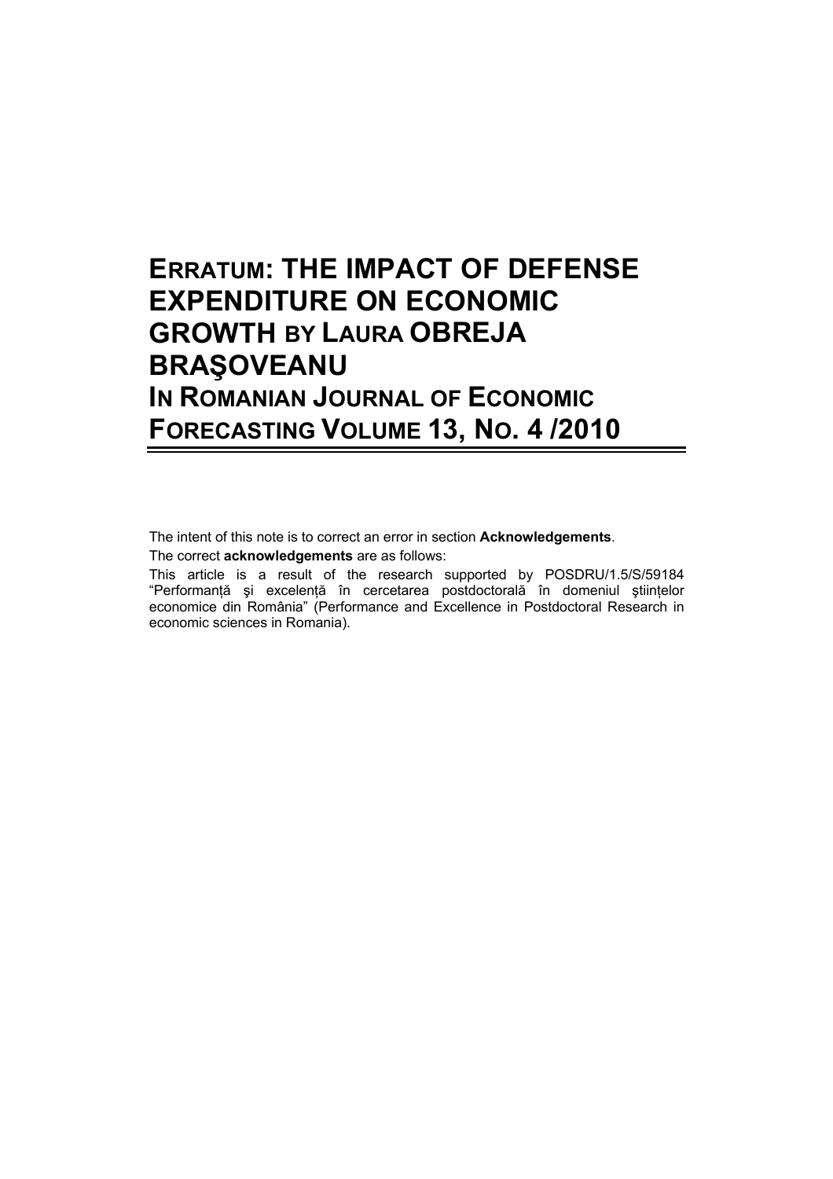# ERRATUM: THE IMPACT OF DEFENSE EXPENDITURE ON ECONOMIC GROWTH BY LAURA OBREJA BRAŞOVEANU IN ROMANIAN JOURNAL OF ECONOMIC FORECASTING VOLUME 13, NO. 4 /2010

The intent of this note is to correct an error in section **Acknowledgements**.

The correct **acknowledgements** are as follows:

This article is a result of the research supported by POSDRU/1.5/S/59184 "Performanţă şi excelenţă în cercetarea postdoctorală în domeniul ştiinţelor economice din România" (Performance and Excellence in Postdoctoral Research in economic sciences in Romania).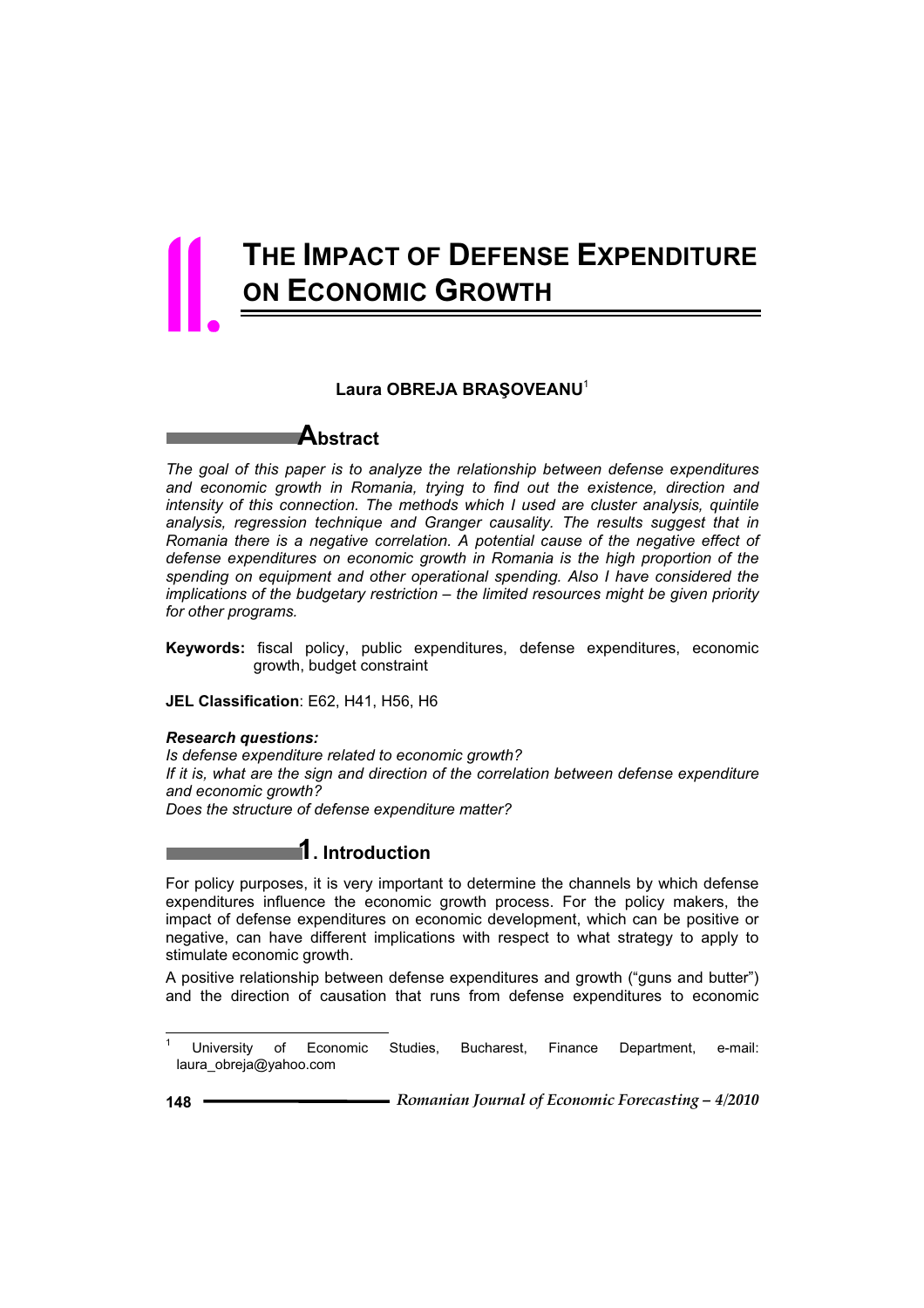# THE IMPACT OF DEFENSE EXPENDITURE ON ECONOMIC GROWTH

**Laura OBREJA BRAŞOVEANU**[1]

## Abstract

*The goal of this paper is to analyze the relationship between defense expenditures and economic growth in Romania, trying to find out the existence, direction and intensity of this connection. The methods which I used are cluster analysis, quintile analysis, regression technique and Granger causality. The results suggest that in Romania there is a negative correlation. A potential cause of the negative effect of defense expenditures on economic growth in Romania is the high proportion of the spending on equipment and other operational spending. Also I have considered the implications of the budgetary restriction – the limited resources might be given priority for other programs.*

**Keywords:** fiscal policy, public expenditures, defense expenditures, economic growth, budget constraint

**JEL Classification**: E62, H41, H56, H6

***Research questions:***

*Is defense expenditure related to economic growth?*

*If it is, what are the sign and direction of the correlation between defense expenditure and economic growth?*

*Does the structure of defense expenditure matter?*

## 1. Introduction

For policy purposes, it is very important to determine the channels by which defense expenditures influence the economic growth process. For the policy makers, the impact of defense expenditures on economic development, which can be positive or negative, can have different implications with respect to what strategy to apply to stimulate economic growth.

A positive relationship between defense expenditures and growth ("guns and butter") and the direction of causation that runs from defense expenditures to economic

[1] University of Economic Studies, Bucharest, Finance Department, e-mail: laura_obreja@yahoo.com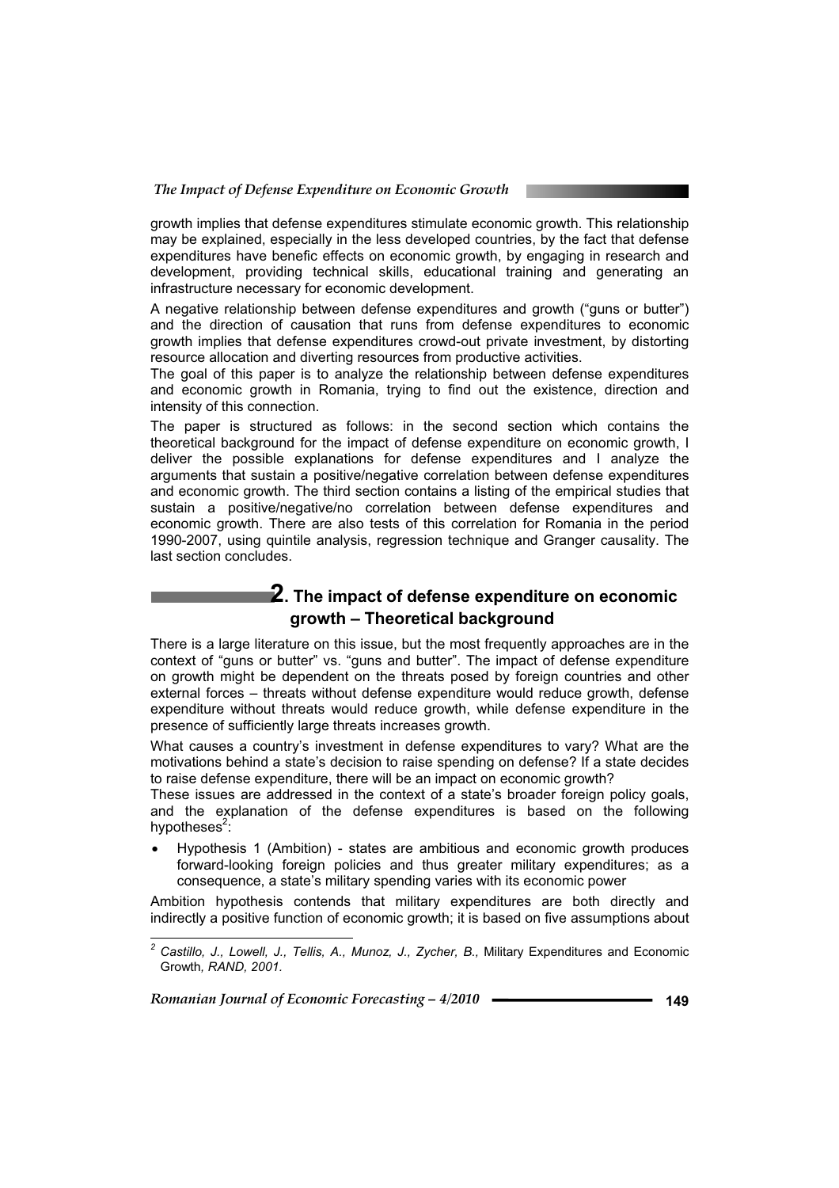growth implies that defense expenditures stimulate economic growth. This relationship may be explained, especially in the less developed countries, by the fact that defense expenditures have benefic effects on economic growth, by engaging in research and development, providing technical skills, educational training and generating an infrastructure necessary for economic development.

A negative relationship between defense expenditures and growth ("guns or butter") and the direction of causation that runs from defense expenditures to economic growth implies that defense expenditures crowd-out private investment, by distorting resource allocation and diverting resources from productive activities.

The goal of this paper is to analyze the relationship between defense expenditures and economic growth in Romania, trying to find out the existence, direction and intensity of this connection.

The paper is structured as follows: in the second section which contains the theoretical background for the impact of defense expenditure on economic growth, I deliver the possible explanations for defense expenditures and I analyze the arguments that sustain a positive/negative correlation between defense expenditures and economic growth. The third section contains a listing of the empirical studies that sustain a positive/negative/no correlation between defense expenditures and economic growth. There are also tests of this correlation for Romania in the period 1990-2007, using quintile analysis, regression technique and Granger causality. The last section concludes.

## 2. The impact of defense expenditure on economic growth – Theoretical background

There is a large literature on this issue, but the most frequently approaches are in the context of "guns or butter" vs. "guns and butter". The impact of defense expenditure on growth might be dependent on the threats posed by foreign countries and other external forces – threats without defense expenditure would reduce growth, defense expenditure without threats would reduce growth, while defense expenditure in the presence of sufficiently large threats increases growth.

What causes a country's investment in defense expenditures to vary? What are the motivations behind a state's decision to raise spending on defense? If a state decides to raise defense expenditure, there will be an impact on economic growth?

These issues are addressed in the context of a state's broader foreign policy goals, and the explanation of the defense expenditures is based on the following hypotheses[2]:

- Hypothesis 1 (Ambition) - states are ambitious and economic growth produces forward-looking foreign policies and thus greater military expenditures; as a consequence, a state's military spending varies with its economic power

Ambition hypothesis contends that military expenditures are both directly and indirectly a positive function of economic growth; it is based on five assumptions about

[2] *Castillo, J., Lowell, J., Tellis, A., Munoz, J., Zycher, B.,* Military Expenditures and Economic Growth, *RAND, 2001.*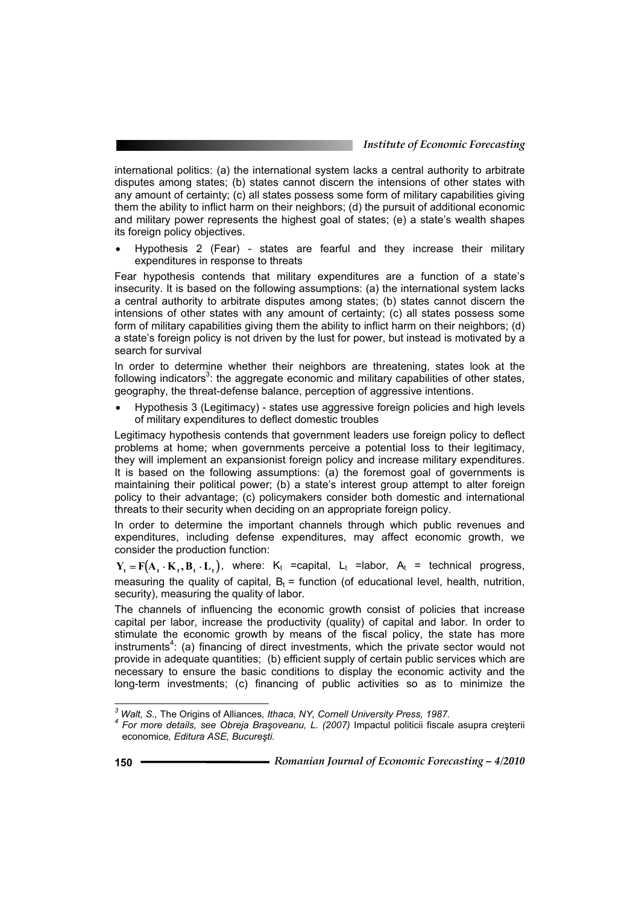international politics: (a) the international system lacks a central authority to arbitrate disputes among states; (b) states cannot discern the intensions of other states with any amount of certainty; (c) all states possess some form of military capabilities giving them the ability to inflict harm on their neighbors; (d) the pursuit of additional economic and military power represents the highest goal of states; (e) a state's wealth shapes its foreign policy objectives.

- Hypothesis 2 (Fear) - states are fearful and they increase their military expenditures in response to threats

Fear hypothesis contends that military expenditures are a function of a state's insecurity. It is based on the following assumptions: (a) the international system lacks a central authority to arbitrate disputes among states; (b) states cannot discern the intensions of other states with any amount of certainty; (c) all states possess some form of military capabilities giving them the ability to inflict harm on their neighbors; (d) a state's foreign policy is not driven by the lust for power, but instead is motivated by a search for survival

In order to determine whether their neighbors are threatening, states look at the following indicators[3]: the aggregate economic and military capabilities of other states, geography, the threat-defense balance, perception of aggressive intentions.

- Hypothesis 3 (Legitimacy) - states use aggressive foreign policies and high levels of military expenditures to deflect domestic troubles

Legitimacy hypothesis contends that government leaders use foreign policy to deflect problems at home; when governments perceive a potential loss to their legitimacy, they will implement an expansionist foreign policy and increase military expenditures. It is based on the following assumptions: (a) the foremost goal of governments is maintaining their political power; (b) a state's interest group attempt to alter foreign policy to their advantage; (c) policymakers consider both domestic and international threats to their security when deciding on an appropriate foreign policy.

In order to determine the important channels through which public revenues and expenditures, including defense expenditures, may affect economic growth, we consider the production function:

$\mathbf{Y_t = F(A_t \cdot K_t, B_t \cdot L_t)}$, where: $K_t$ =capital, $L_t$ =labor, $A_t$ = technical progress, measuring the quality of capital, $B_t$ = function (of educational level, health, nutrition, security), measuring the quality of labor.

The channels of influencing the economic growth consist of policies that increase capital per labor, increase the productivity (quality) of capital and labor. In order to stimulate the economic growth by means of the fiscal policy, the state has more instruments[4]: (a) financing of direct investments, which the private sector would not provide in adequate quantities; (b) efficient supply of certain public services which are necessary to ensure the basic conditions to display the economic activity and the long-term investments; (c) financing of public activities so as to minimize the

---

[3] *Walt, S.,* The Origins of Alliances*, Ithaca, NY, Cornell University Press, 1987.*

[4] *For more details, see Obreja Braşoveanu, L. (2007)* Impactul politicii fiscale asupra creşterii economice*, Editura ASE, Bucureşti.*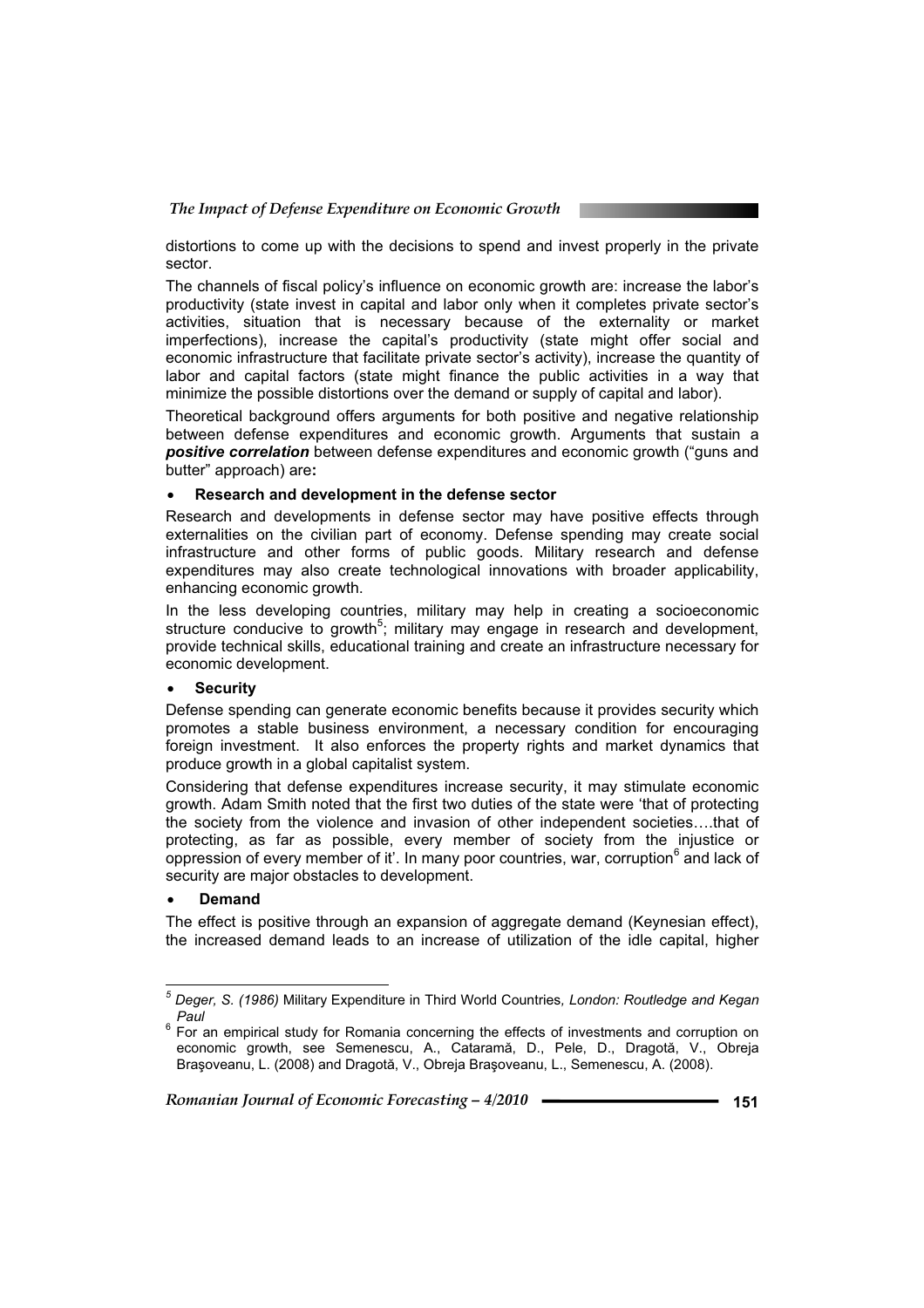distortions to come up with the decisions to spend and invest properly in the private sector.

The channels of fiscal policy's influence on economic growth are: increase the labor's productivity (state invest in capital and labor only when it completes private sector's activities, situation that is necessary because of the externality or market imperfections), increase the capital's productivity (state might offer social and economic infrastructure that facilitate private sector's activity), increase the quantity of labor and capital factors (state might finance the public activities in a way that minimize the possible distortions over the demand or supply of capital and labor).

Theoretical background offers arguments for both positive and negative relationship between defense expenditures and economic growth. Arguments that sustain a ***positive correlation*** between defense expenditures and economic growth ("guns and butter" approach) are**:**

- **Research and development in the defense sector**

Research and developments in defense sector may have positive effects through externalities on the civilian part of economy. Defense spending may create social infrastructure and other forms of public goods. Military research and defense expenditures may also create technological innovations with broader applicability, enhancing economic growth.

In the less developing countries, military may help in creating a socioeconomic structure conducive to growth[5]; military may engage in research and development, provide technical skills, educational training and create an infrastructure necessary for economic development.

- **Security**

Defense spending can generate economic benefits because it provides security which promotes a stable business environment, a necessary condition for encouraging foreign investment. It also enforces the property rights and market dynamics that produce growth in a global capitalist system.

Considering that defense expenditures increase security, it may stimulate economic growth. Adam Smith noted that the first two duties of the state were 'that of protecting the society from the violence and invasion of other independent societies….that of protecting, as far as possible, every member of society from the injustice or oppression of every member of it'. In many poor countries, war, corruption[6] and lack of security are major obstacles to development.

- **Demand**

The effect is positive through an expansion of aggregate demand (Keynesian effect), the increased demand leads to an increase of utilization of the idle capital, higher

---

[5] *Deger, S. (1986)* Military Expenditure in Third World Countries*, London: Routledge and Kegan Paul*

[6] For an empirical study for Romania concerning the effects of investments and corruption on economic growth, see Semenescu, A., Cataramă, D., Pele, D., Dragotă, V., Obreja Braşoveanu, L. (2008) and Dragotă, V., Obreja Braşoveanu, L., Semenescu, A. (2008).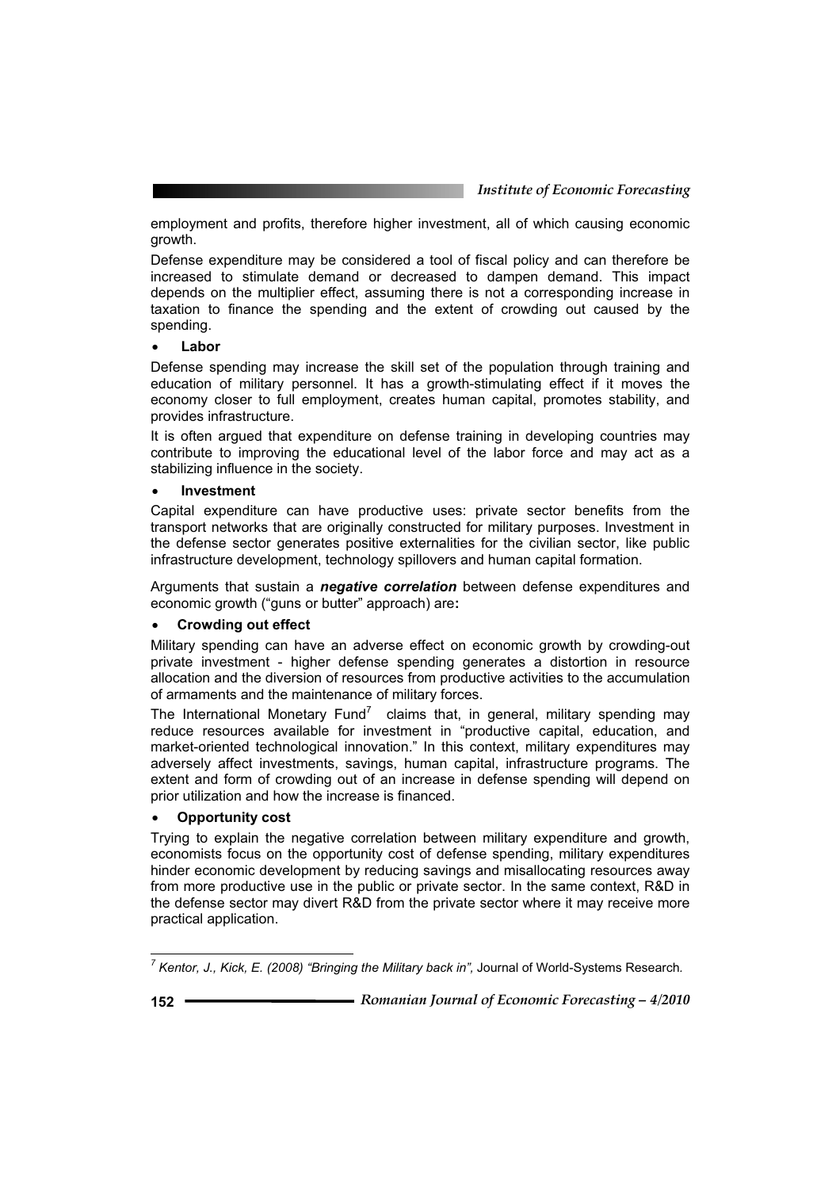employment and profits, therefore higher investment, all of which causing economic growth.

Defense expenditure may be considered a tool of fiscal policy and can therefore be increased to stimulate demand or decreased to dampen demand. This impact depends on the multiplier effect, assuming there is not a corresponding increase in taxation to finance the spending and the extent of crowding out caused by the spending.

- **Labor**

Defense spending may increase the skill set of the population through training and education of military personnel. It has a growth-stimulating effect if it moves the economy closer to full employment, creates human capital, promotes stability, and provides infrastructure.

It is often argued that expenditure on defense training in developing countries may contribute to improving the educational level of the labor force and may act as a stabilizing influence in the society.

- **Investment**

Capital expenditure can have productive uses: private sector benefits from the transport networks that are originally constructed for military purposes. Investment in the defense sector generates positive externalities for the civilian sector, like public infrastructure development, technology spillovers and human capital formation.

Arguments that sustain a ***negative correlation*** between defense expenditures and economic growth ("guns or butter" approach) are**:**

- **Crowding out effect**

Military spending can have an adverse effect on economic growth by crowding-out private investment - higher defense spending generates a distortion in resource allocation and the diversion of resources from productive activities to the accumulation of armaments and the maintenance of military forces.

The International Monetary Fund[7] claims that, in general, military spending may reduce resources available for investment in "productive capital, education, and market-oriented technological innovation." In this context, military expenditures may adversely affect investments, savings, human capital, infrastructure programs. The extent and form of crowding out of an increase in defense spending will depend on prior utilization and how the increase is financed.

- **Opportunity cost**

Trying to explain the negative correlation between military expenditure and growth, economists focus on the opportunity cost of defense spending, military expenditures hinder economic development by reducing savings and misallocating resources away from more productive use in the public or private sector. In the same context, R&D in the defense sector may divert R&D from the private sector where it may receive more practical application.

---

[7] *Kentor, J., Kick, E. (2008) "Bringing the Military back in",* Journal of World-Systems Research.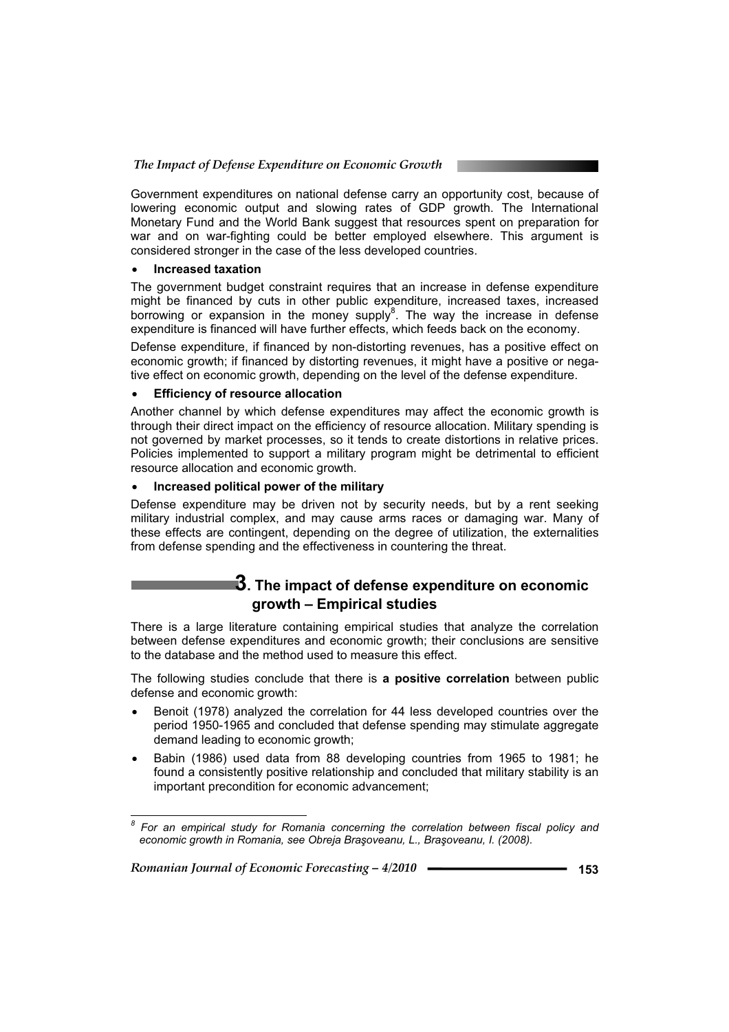Government expenditures on national defense carry an opportunity cost, because of lowering economic output and slowing rates of GDP growth. The International Monetary Fund and the World Bank suggest that resources spent on preparation for war and on war-fighting could be better employed elsewhere. This argument is considered stronger in the case of the less developed countries.

- **Increased taxation**

The government budget constraint requires that an increase in defense expenditure might be financed by cuts in other public expenditure, increased taxes, increased borrowing or expansion in the money supply[8]. The way the increase in defense expenditure is financed will have further effects, which feeds back on the economy.

Defense expenditure, if financed by non-distorting revenues, has a positive effect on economic growth; if financed by distorting revenues, it might have a positive or negative effect on economic growth, depending on the level of the defense expenditure.

- **Efficiency of resource allocation**

Another channel by which defense expenditures may affect the economic growth is through their direct impact on the efficiency of resource allocation. Military spending is not governed by market processes, so it tends to create distortions in relative prices. Policies implemented to support a military program might be detrimental to efficient resource allocation and economic growth.

- **Increased political power of the military**

Defense expenditure may be driven not by security needs, but by a rent seeking military industrial complex, and may cause arms races or damaging war. Many of these effects are contingent, depending on the degree of utilization, the externalities from defense spending and the effectiveness in countering the threat.

## 3. The impact of defense expenditure on economic growth – Empirical studies

There is a large literature containing empirical studies that analyze the correlation between defense expenditures and economic growth; their conclusions are sensitive to the database and the method used to measure this effect.

The following studies conclude that there is **a positive correlation** between public defense and economic growth:

- Benoit (1978) analyzed the correlation for 44 less developed countries over the period 1950-1965 and concluded that defense spending may stimulate aggregate demand leading to economic growth;
- Babin (1986) used data from 88 developing countries from 1965 to 1981; he found a consistently positive relationship and concluded that military stability is an important precondition for economic advancement;

[8] *For an empirical study for Romania concerning the correlation between fiscal policy and economic growth in Romania, see Obreja Braşoveanu, L., Braşoveanu, I. (2008).*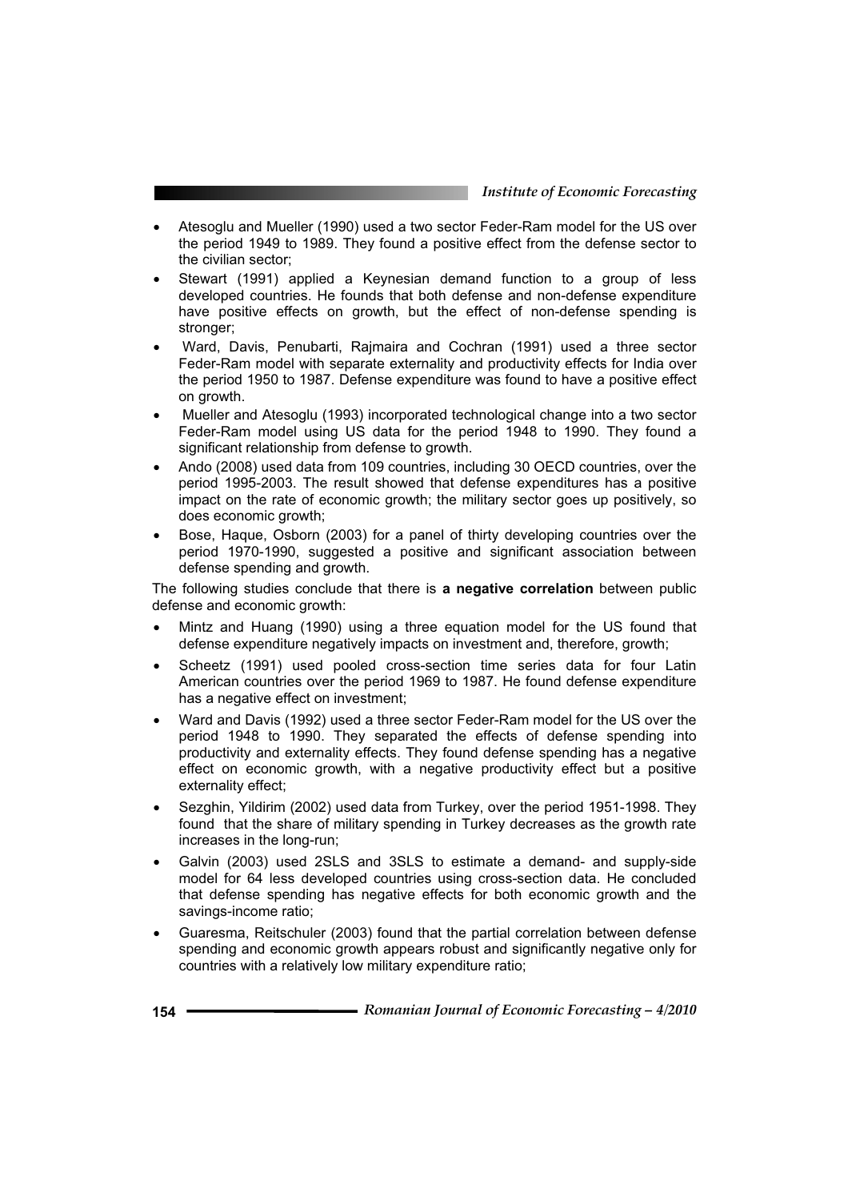- Atesoglu and Mueller (1990) used a two sector Feder-Ram model for the US over the period 1949 to 1989. They found a positive effect from the defense sector to the civilian sector;
- Stewart (1991) applied a Keynesian demand function to a group of less developed countries. He founds that both defense and non-defense expenditure have positive effects on growth, but the effect of non-defense spending is stronger;
- Ward, Davis, Penubarti, Rajmaira and Cochran (1991) used a three sector Feder-Ram model with separate externality and productivity effects for India over the period 1950 to 1987. Defense expenditure was found to have a positive effect on growth.
- Mueller and Atesoglu (1993) incorporated technological change into a two sector Feder-Ram model using US data for the period 1948 to 1990. They found a significant relationship from defense to growth.
- Ando (2008) used data from 109 countries, including 30 OECD countries, over the period 1995-2003. The result showed that defense expenditures has a positive impact on the rate of economic growth; the military sector goes up positively, so does economic growth;
- Bose, Haque, Osborn (2003) for a panel of thirty developing countries over the period 1970-1990, suggested a positive and significant association between defense spending and growth.

The following studies conclude that there is **a negative correlation** between public defense and economic growth:

- Mintz and Huang (1990) using a three equation model for the US found that defense expenditure negatively impacts on investment and, therefore, growth;
- Scheetz (1991) used pooled cross-section time series data for four Latin American countries over the period 1969 to 1987. He found defense expenditure has a negative effect on investment;
- Ward and Davis (1992) used a three sector Feder-Ram model for the US over the period 1948 to 1990. They separated the effects of defense spending into productivity and externality effects. They found defense spending has a negative effect on economic growth, with a negative productivity effect but a positive externality effect;
- Sezghin, Yildirim (2002) used data from Turkey, over the period 1951-1998. They found that the share of military spending in Turkey decreases as the growth rate increases in the long-run;
- Galvin (2003) used 2SLS and 3SLS to estimate a demand- and supply-side model for 64 less developed countries using cross-section data. He concluded that defense spending has negative effects for both economic growth and the savings-income ratio;
- Guaresma, Reitschuler (2003) found that the partial correlation between defense spending and economic growth appears robust and significantly negative only for countries with a relatively low military expenditure ratio;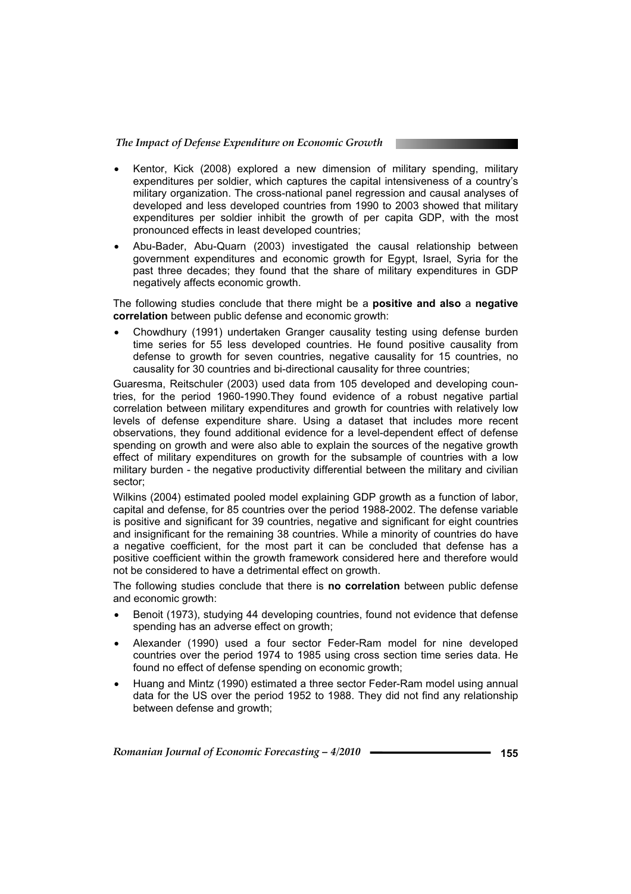- Kentor, Kick (2008) explored a new dimension of military spending, military expenditures per soldier, which captures the capital intensiveness of a country's military organization. The cross-national panel regression and causal analyses of developed and less developed countries from 1990 to 2003 showed that military expenditures per soldier inhibit the growth of per capita GDP, with the most pronounced effects in least developed countries;
- Abu-Bader, Abu-Quarn (2003) investigated the causal relationship between government expenditures and economic growth for Egypt, Israel, Syria for the past three decades; they found that the share of military expenditures in GDP negatively affects economic growth.

The following studies conclude that there might be a **positive and also** a **negative correlation** between public defense and economic growth:

- Chowdhury (1991) undertaken Granger causality testing using defense burden time series for 55 less developed countries. He found positive causality from defense to growth for seven countries, negative causality for 15 countries, no causality for 30 countries and bi-directional causality for three countries;

Guaresma, Reitschuler (2003) used data from 105 developed and developing countries, for the period 1960-1990.They found evidence of a robust negative partial correlation between military expenditures and growth for countries with relatively low levels of defense expenditure share. Using a dataset that includes more recent observations, they found additional evidence for a level-dependent effect of defense spending on growth and were also able to explain the sources of the negative growth effect of military expenditures on growth for the subsample of countries with a low military burden - the negative productivity differential between the military and civilian sector;

Wilkins (2004) estimated pooled model explaining GDP growth as a function of labor, capital and defense, for 85 countries over the period 1988-2002. The defense variable is positive and significant for 39 countries, negative and significant for eight countries and insignificant for the remaining 38 countries. While a minority of countries do have a negative coefficient, for the most part it can be concluded that defense has a positive coefficient within the growth framework considered here and therefore would not be considered to have a detrimental effect on growth.

The following studies conclude that there is **no correlation** between public defense and economic growth:

- Benoit (1973), studying 44 developing countries, found not evidence that defense spending has an adverse effect on growth;
- Alexander (1990) used a four sector Feder-Ram model for nine developed countries over the period 1974 to 1985 using cross section time series data. He found no effect of defense spending on economic growth;
- Huang and Mintz (1990) estimated a three sector Feder-Ram model using annual data for the US over the period 1952 to 1988. They did not find any relationship between defense and growth;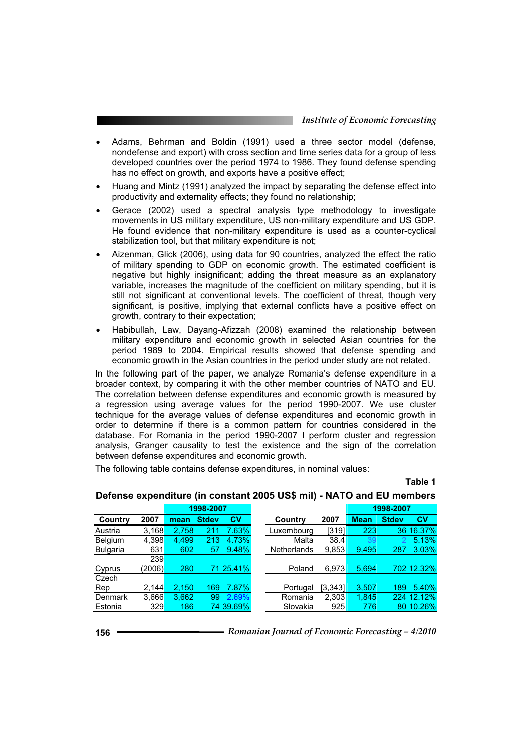- Adams, Behrman and Boldin (1991) used a three sector model (defense, nondefense and export) with cross section and time series data for a group of less developed countries over the period 1974 to 1986. They found defense spending has no effect on growth, and exports have a positive effect;
- Huang and Mintz (1991) analyzed the impact by separating the defense effect into productivity and externality effects; they found no relationship;
- Gerace (2002) used a spectral analysis type methodology to investigate movements in US military expenditure, US non-military expenditure and US GDP. He found evidence that non-military expenditure is used as a counter-cyclical stabilization tool, but that military expenditure is not;
- Aizenman, Glick (2006), using data for 90 countries, analyzed the effect the ratio of military spending to GDP on economic growth. The estimated coefficient is negative but highly insignificant; adding the threat measure as an explanatory variable, increases the magnitude of the coefficient on military spending, but it is still not significant at conventional levels. The coefficient of threat, though very significant, is positive, implying that external conflicts have a positive effect on growth, contrary to their expectation;
- Habibullah, Law, Dayang-Afizzah (2008) examined the relationship between military expenditure and economic growth in selected Asian countries for the period 1989 to 2004. Empirical results showed that defense spending and economic growth in the Asian countries in the period under study are not related.

In the following part of the paper, we analyze Romania's defense expenditure in a broader context, by comparing it with the other member countries of NATO and EU. The correlation between defense expenditures and economic growth is measured by a regression using average values for the period 1990-2007. We use cluster technique for the average values of defense expenditures and economic growth in order to determine if there is a common pattern for countries considered in the database. For Romania in the period 1990-2007 I perform cluster and regression analysis, Granger causality to test the existence and the sign of the correlation between defense expenditures and economic growth.

The following table contains defense expenditures, in nominal values:

**Table 1**

**Defense expenditure (in constant 2005 US$ mil) - NATO and EU members**

| | | 1998-2007 | | | | | 1998-2007 | | |
|---|---|---|---|---|---|---|---|---|---|
| **Country** | **2007** | **mean** | **Stdev** | **CV** | **Country** | **2007** | **Mean** | **Stdev** | **CV** |
| Austria | 3,168 | 2,758 | 211 | 7.63% | Luxembourg | [319] | 223 | 36 | 16.37% |
| Belgium | 4,398 | 4,499 | 213 | 4.73% | Malta | 38.4 | 39 | 2 | 5.13% |
| Bulgaria | 631 | 602 | 57 | 9.48% | Netherlands | 9,853 | 9,495 | 287 | 3.03% |
| Cyprus | 239 (2006) | 280 | 71 | 25.41% | Poland | 6,973 | 5,694 | 702 | 12.32% |
| Czech Rep | 2,144 | 2,150 | 169 | 7.87% | Portugal | [3,343] | 3,507 | 189 | 5.40% |
| Denmark | 3,666 | 3,662 | 99 | 2.69% | Romania | 2,303 | 1,845 | 224 | 12.12% |
| Estonia | 329 | 186 | 74 | 39.69% | Slovakia | 925 | 776 | 80 | 10.26% |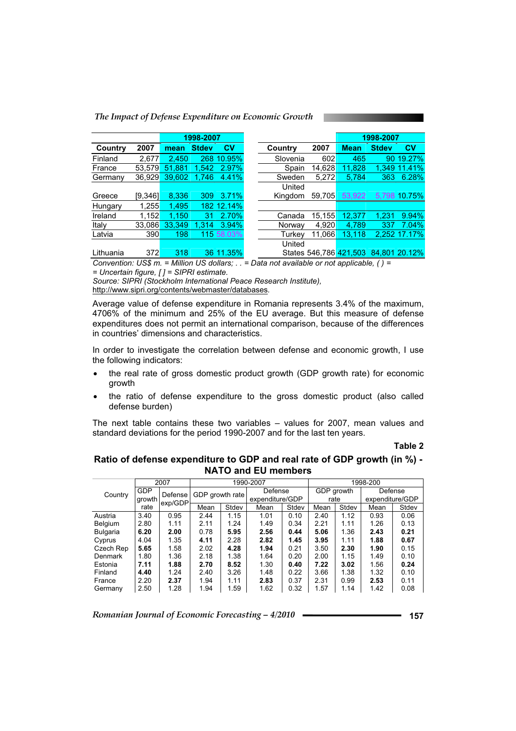| Country | 2007 | 1998-2007 mean | Stdev | CV | Country | 2007 | 1998-2007 Mean | Stdev | CV |
|---|---|---|---|---|---|---|---|---|---|
| Finland | 2,677 | 2,450 | 268 | 10.95% | Slovenia | 602 | 465 | 90 | 19.27% |
| France | 53,579 | 51,881 | 1,542 | 2.97% | Spain | 14,628 | 11,828 | 1,349 | 11.41% |
| Germany | 36,929 | 39,602 | 1,746 | 4.41% | Sweden | 5,272 | 5,784 | 363 | 6.28% |
| Greece | [9,346] | 8,336 | 309 | 3.71% | United Kingdom | 59,705 | 53,922 | 5,798 | 10.75% |
| Hungary | 1,255 | 1,495 | 182 | 12.14% | | | | | |
| Ireland | 1,152 | 1,150 | 31 | 2.70% | Canada | 15,155 | 12,377 | 1,231 | 9.94% |
| Italy | 33,086 | 33,349 | 1,314 | 3.94% | Norway | 4,920 | 4,789 | 337 | 7.04% |
| Latvia | 390 | 198 | 115 | 58.03% | Turkey | 11,066 | 13,118 | 2,252 | 17.17% |
| Lithuania | 372 | 318 | 36 | 11.35% | United States | 546,786 | 421,503 | 84,801 | 20.12% |

*Convention: US$ m. = Million US dollars; . . = Data not available or not applicable, ( ) = = Uncertain figure, [ ] = SIPRI estimate.*
*Source: SIPRI (Stockholm International Peace Research Institute),* http://www.sipri.org/contents/webmaster/databases.

Average value of defense expenditure in Romania represents 3.4% of the maximum, 4706% of the minimum and 25% of the EU average. But this measure of defense expenditures does not permit an international comparison, because of the differences in countries' dimensions and characteristics.

In order to investigate the correlation between defense and economic growth, I use the following indicators:

- the real rate of gross domestic product growth (GDP growth rate) for economic growth
- the ratio of defense expenditure to the gross domestic product (also called defense burden)

The next table contains these two variables – values for 2007, mean values and standard deviations for the period 1990-2007 and for the last ten years.

**Table 2**

**Ratio of defense expenditure to GDP and real rate of GDP growth (in %) - NATO and EU members**

| Country | 2007 GDP growth rate | 2007 Defense exp/GDP | 1990-2007 GDP growth rate Mean | Stdev | 1990-2007 Defense expenditure/GDP Mean | Stdev | 1998-200 GDP growth rate Mean | Stdev | 1998-200 Defense expenditure/GDP Mean | Stdev |
|---|---|---|---|---|---|---|---|---|---|---|
| Austria | 3.40 | 0.95 | 2.44 | 1.15 | 1.01 | 0.10 | 2.40 | 1.12 | 0.93 | 0.06 |
| Belgium | 2.80 | 1.11 | 2.11 | 1.24 | 1.49 | 0.34 | 2.21 | 1.11 | 1.26 | 0.13 |
| Bulgaria | **6.20** | **2.00** | 0.78 | **5.95** | **2.56** | **0.44** | **5.06** | 1.36 | **2.43** | **0.21** |
| Cyprus | 4.04 | 1.35 | **4.11** | 2.28 | **2.82** | **1.45** | 3.95 | 1.11 | **1.88** | **0.67** |
| Czech Rep | **5.65** | 1.58 | 2.02 | **4.28** | **1.94** | 0.21 | 3.50 | **2.30** | **1.90** | 0.15 |
| Denmark | 1.80 | 1.36 | 2.18 | 1.38 | 1.64 | 0.20 | 2.00 | 1.15 | 1.49 | 0.10 |
| Estonia | **7.11** | **1.88** | **2.70** | **8.52** | 1.30 | **0.40** | **7.22** | **3.02** | 1.56 | **0.24** |
| Finland | **4.40** | 1.24 | 2.40 | 3.26 | 1.48 | 0.22 | 3.66 | 1.38 | 1.32 | 0.10 |
| France | 2.20 | **2.37** | 1.94 | 1.11 | **2.83** | 0.37 | 2.31 | 0.99 | **2.53** | 0.11 |
| Germany | 2.50 | 1.28 | 1.94 | 1.59 | 1.62 | 0.32 | 1.57 | 1.14 | 1.42 | 0.08 |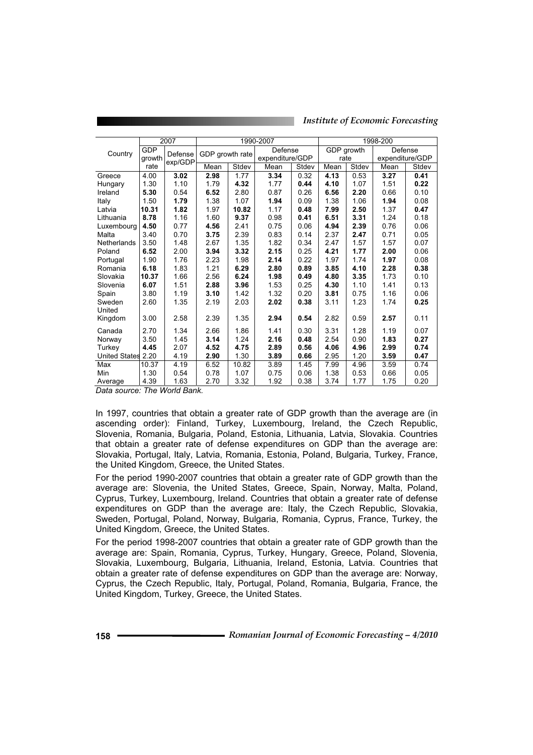| Country | 2007 | | 1990-2007 | | | | 1998-200 | | | |
|---|---|---|---|---|---|---|---|---|---|---|
| | GDP growth rate | Defense exp/GDP | GDP growth rate | | Defense expenditure/GDP | | GDP growth rate | | Defense expenditure/GDP | |
| | | | Mean | Stdev | Mean | Stdev | Mean | Stdev | Mean | Stdev |
| Greece | 4.00 | **3.02** | **2.98** | 1.77 | **3.34** | 0.32 | **4.13** | 0.53 | **3.27** | **0.41** |
| Hungary | 1.30 | 1.10 | 1.79 | **4.32** | 1.77 | **0.44** | **4.10** | 1.07 | 1.51 | **0.22** |
| Ireland | **5.30** | 0.54 | **6.52** | 2.80 | 0.87 | 0.26 | **6.56** | **2.20** | 0.66 | 0.10 |
| Italy | 1.50 | **1.79** | 1.38 | 1.07 | **1.94** | 0.09 | 1.38 | 1.06 | **1.94** | 0.08 |
| Latvia | **10.31** | **1.82** | 1.97 | **10.82** | 1.17 | **0.48** | **7.99** | **2.50** | 1.37 | **0.47** |
| Lithuania | **8.78** | 1.16 | 1.60 | **9.37** | 0.98 | **0.41** | **6.51** | **3.31** | 1.24 | 0.18 |
| Luxembourg | **4.50** | 0.77 | **4.56** | 2.41 | 0.75 | 0.06 | **4.94** | **2.39** | 0.76 | 0.06 |
| Malta | 3.40 | 0.70 | **3.75** | 2.39 | 0.83 | 0.14 | 2.37 | **2.47** | 0.71 | 0.05 |
| Netherlands | 3.50 | 1.48 | 2.67 | 1.35 | 1.82 | 0.34 | 2.47 | 1.57 | 1.57 | 0.07 |
| Poland | **6.52** | 2.00 | **3.94** | **3.32** | **2.15** | 0.25 | **4.21** | **1.77** | **2.00** | 0.06 |
| Portugal | 1.90 | 1.76 | 2.23 | 1.98 | **2.14** | 0.22 | 1.97 | 1.74 | **1.97** | 0.08 |
| Romania | **6.18** | 1.83 | 1.21 | **6.29** | **2.80** | **0.89** | **3.85** | **4.10** | **2.28** | **0.38** |
| Slovakia | **10.37** | 1.66 | 2.56 | **6.24** | **1.98** | **0.49** | **4.80** | **3.35** | 1.73 | 0.10 |
| Slovenia | **6.07** | 1.51 | **2.88** | **3.96** | 1.53 | 0.25 | **4.30** | 1.10 | 1.41 | 0.13 |
| Spain | 3.80 | 1.19 | **3.10** | 1.42 | 1.32 | 0.20 | **3.81** | 0.75 | 1.16 | 0.06 |
| Sweden | 2.60 | 1.35 | 2.19 | 2.03 | **2.02** | **0.38** | 3.11 | 1.23 | 1.74 | **0.25** |
| United Kingdom | 3.00 | 2.58 | 2.39 | 1.35 | **2.94** | **0.54** | 2.82 | 0.59 | **2.57** | 0.11 |
| Canada | 2.70 | 1.34 | 2.66 | 1.86 | 1.41 | 0.30 | 3.31 | 1.28 | 1.19 | 0.07 |
| Norway | 3.50 | 1.45 | **3.14** | 1.24 | **2.16** | **0.48** | 2.54 | 0.90 | **1.83** | **0.27** |
| Turkey | **4.45** | 2.07 | **4.52** | **4.75** | **2.89** | **0.56** | **4.06** | **4.96** | **2.99** | **0.74** |
| United States | 2.20 | 4.19 | **2.90** | 1.30 | **3.89** | **0.66** | 2.95 | 1.20 | **3.59** | **0.47** |
| Max | 10.37 | 4.19 | 6.52 | 10.82 | 3.89 | 1.45 | 7.99 | 4.96 | 3.59 | 0.74 |
| Min | 1.30 | 0.54 | 0.78 | 1.07 | 0.75 | 0.06 | 1.38 | 0.53 | 0.66 | 0.05 |
| Average | 4.39 | 1.63 | 2.70 | 3.32 | 1.92 | 0.38 | 3.74 | 1.77 | 1.75 | 0.20 |

*Data source: The World Bank.*

In 1997, countries that obtain a greater rate of GDP growth than the average are (in ascending order): Finland, Turkey, Luxembourg, Ireland, the Czech Republic, Slovenia, Romania, Bulgaria, Poland, Estonia, Lithuania, Latvia, Slovakia. Countries that obtain a greater rate of defense expenditures on GDP than the average are: Slovakia, Portugal, Italy, Latvia, Romania, Estonia, Poland, Bulgaria, Turkey, France, the United Kingdom, Greece, the United States.

For the period 1990-2007 countries that obtain a greater rate of GDP growth than the average are: Slovenia, the United States, Greece, Spain, Norway, Malta, Poland, Cyprus, Turkey, Luxembourg, Ireland. Countries that obtain a greater rate of defense expenditures on GDP than the average are: Italy, the Czech Republic, Slovakia, Sweden, Portugal, Poland, Norway, Bulgaria, Romania, Cyprus, France, Turkey, the United Kingdom, Greece, the United States.

For the period 1998-2007 countries that obtain a greater rate of GDP growth than the average are: Spain, Romania, Cyprus, Turkey, Hungary, Greece, Poland, Slovenia, Slovakia, Luxembourg, Bulgaria, Lithuania, Ireland, Estonia, Latvia. Countries that obtain a greater rate of defense expenditures on GDP than the average are: Norway, Cyprus, the Czech Republic, Italy, Portugal, Poland, Romania, Bulgaria, France, the United Kingdom, Turkey, Greece, the United States.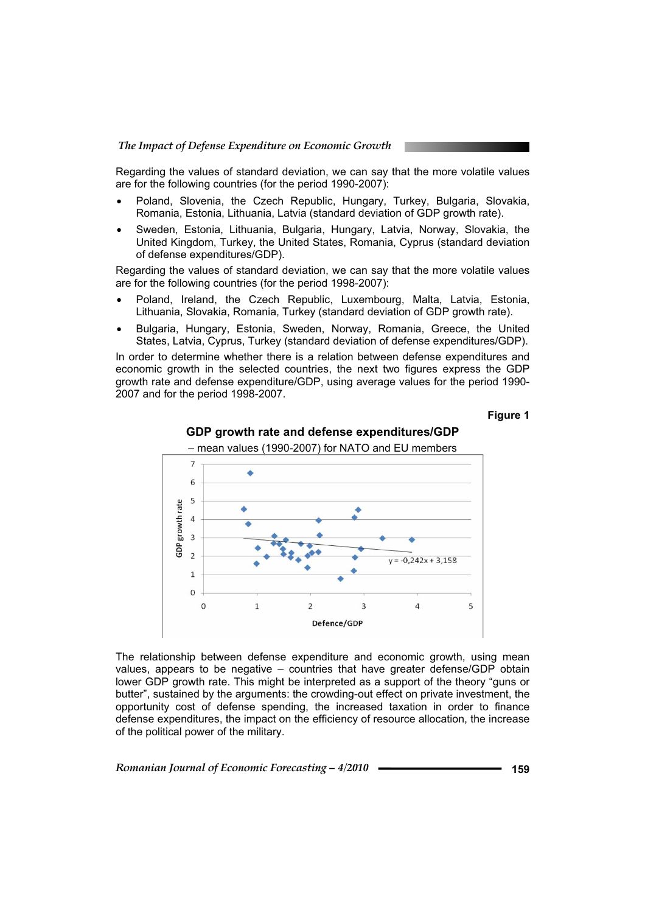Regarding the values of standard deviation, we can say that the more volatile values are for the following countries (for the period 1990-2007):

- Poland, Slovenia, the Czech Republic, Hungary, Turkey, Bulgaria, Slovakia, Romania, Estonia, Lithuania, Latvia (standard deviation of GDP growth rate).
- Sweden, Estonia, Lithuania, Bulgaria, Hungary, Latvia, Norway, Slovakia, the United Kingdom, Turkey, the United States, Romania, Cyprus (standard deviation of defense expenditures/GDP).

Regarding the values of standard deviation, we can say that the more volatile values are for the following countries (for the period 1998-2007):

- Poland, Ireland, the Czech Republic, Luxembourg, Malta, Latvia, Estonia, Lithuania, Slovakia, Romania, Turkey (standard deviation of GDP growth rate).
- Bulgaria, Hungary, Estonia, Sweden, Norway, Romania, Greece, the United States, Latvia, Cyprus, Turkey (standard deviation of defense expenditures/GDP).

In order to determine whether there is a relation between defense expenditures and economic growth in the selected countries, the next two figures express the GDP growth rate and defense expenditure/GDP, using average values for the period 1990-2007 and for the period 1998-2007.

**Figure 1**

**GDP growth rate and defense expenditures/GDP**

– mean values (1990-2007) for NATO and EU members

$y = -0{,}242x + 3{,}158$

The relationship between defense expenditure and economic growth, using mean values, appears to be negative – countries that have greater defense/GDP obtain lower GDP growth rate. This might be interpreted as a support of the theory "guns or butter", sustained by the arguments: the crowding-out effect on private investment, the opportunity cost of defense spending, the increased taxation in order to finance defense expenditures, the impact on the efficiency of resource allocation, the increase of the political power of the military.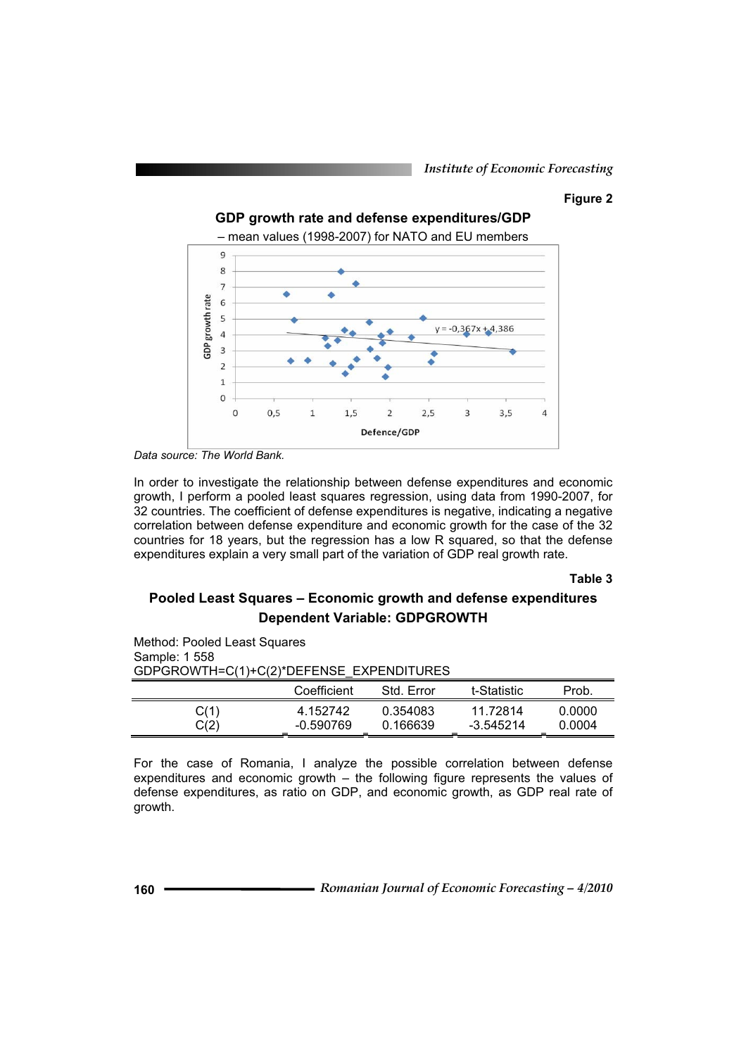Figure 2

**GDP growth rate and defense expenditures/GDP**

– mean values (1998-2007) for NATO and EU members

*Data source: The World Bank.*

In order to investigate the relationship between defense expenditures and economic growth, I perform a pooled least squares regression, using data from 1990-2007, for 32 countries. The coefficient of defense expenditures is negative, indicating a negative correlation between defense expenditure and economic growth for the case of the 32 countries for 18 years, but the regression has a low R squared, so that the defense expenditures explain a very small part of the variation of GDP real growth rate.

Table 3

**Pooled Least Squares – Economic growth and defense expenditures**
**Dependent Variable: GDPGROWTH**

Method: Pooled Least Squares
Sample: 1 558
GDPGROWTH=C(1)+C(2)*DEFENSE_EXPENDITURES

| | Coefficient | Std. Error | t-Statistic | Prob. |
|---|---|---|---|---|
| C(1) | 4.152742 | 0.354083 | 11.72814 | 0.0000 |
| C(2) | -0.590769 | 0.166639 | -3.545214 | 0.0004 |

For the case of Romania, I analyze the possible correlation between defense expenditures and economic growth – the following figure represents the values of defense expenditures, as ratio on GDP, and economic growth, as GDP real rate of growth.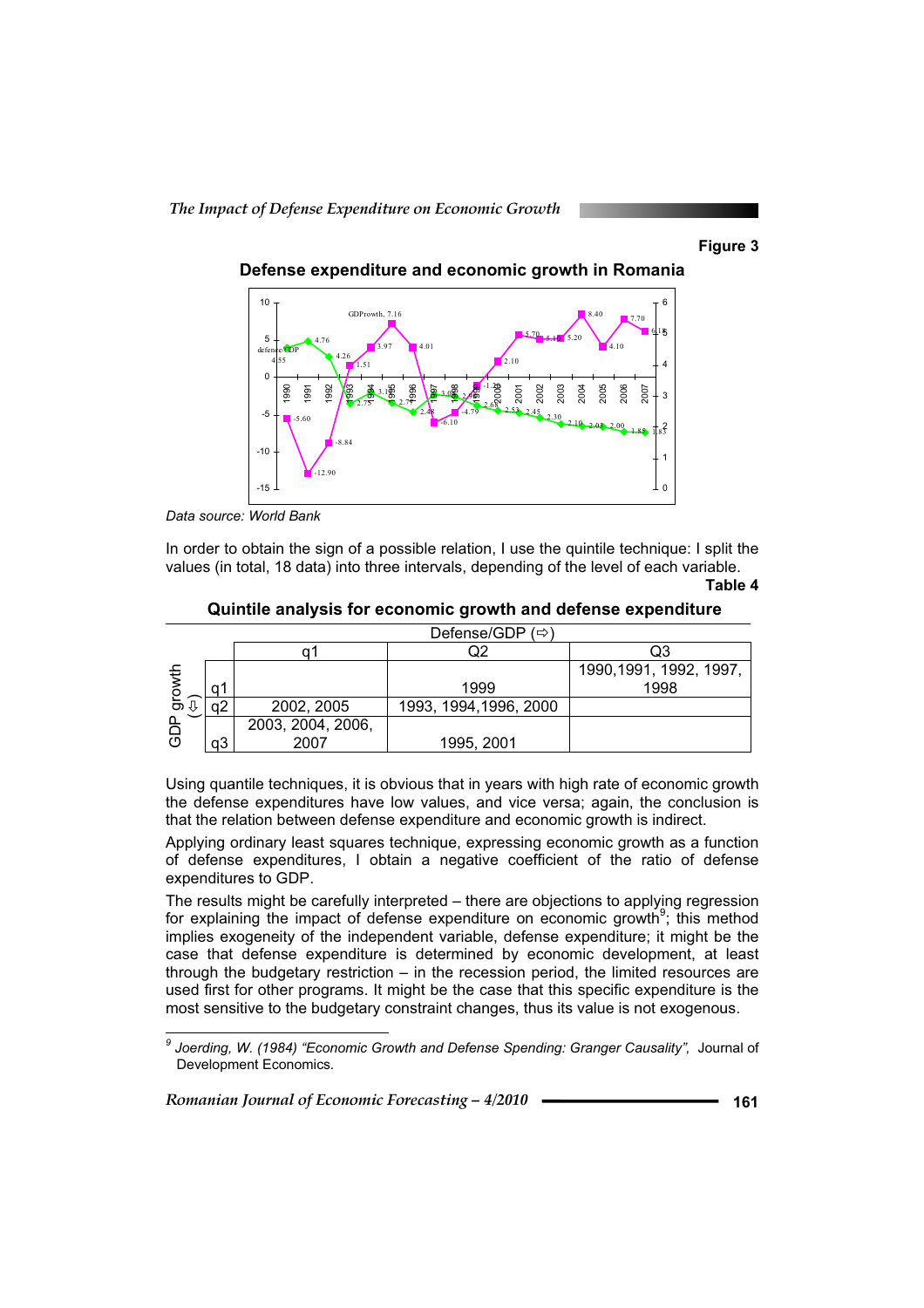**Figure 3**

**Defense expenditure and economic growth in Romania**

*Data source: World Bank*

In order to obtain the sign of a possible relation, I use the quintile technique: I split the values (in total, 18 data) into three intervals, depending of the level of each variable.

**Table 4**

**Quintile analysis for economic growth and defense expenditure**

| | | Defense/GDP (⇨) | | |
|---|---|---|---|---|
| | | q1 | Q2 | Q3 |
| GDP growth (⇩) | q1 | | 1999 | 1990,1991, 1992, 1997, 1998 |
| | q2 | 2002, 2005 | 1993, 1994,1996, 2000 | |
| | q3 | 2003, 2004, 2006, 2007 | 1995, 2001 | |

Using quantile techniques, it is obvious that in years with high rate of economic growth the defense expenditures have low values, and vice versa; again, the conclusion is that the relation between defense expenditure and economic growth is indirect.

Applying ordinary least squares technique, expressing economic growth as a function of defense expenditures, I obtain a negative coefficient of the ratio of defense expenditures to GDP.

The results might be carefully interpreted – there are objections to applying regression for explaining the impact of defense expenditure on economic growth[9]; this method implies exogeneity of the independent variable, defense expenditure; it might be the case that defense expenditure is determined by economic development, at least through the budgetary restriction – in the recession period, the limited resources are used first for other programs. It might be the case that this specific expenditure is the most sensitive to the budgetary constraint changes, thus its value is not exogenous.

[9] *Joerding, W. (1984) "Economic Growth and Defense Spending: Granger Causality",* Journal of Development Economics.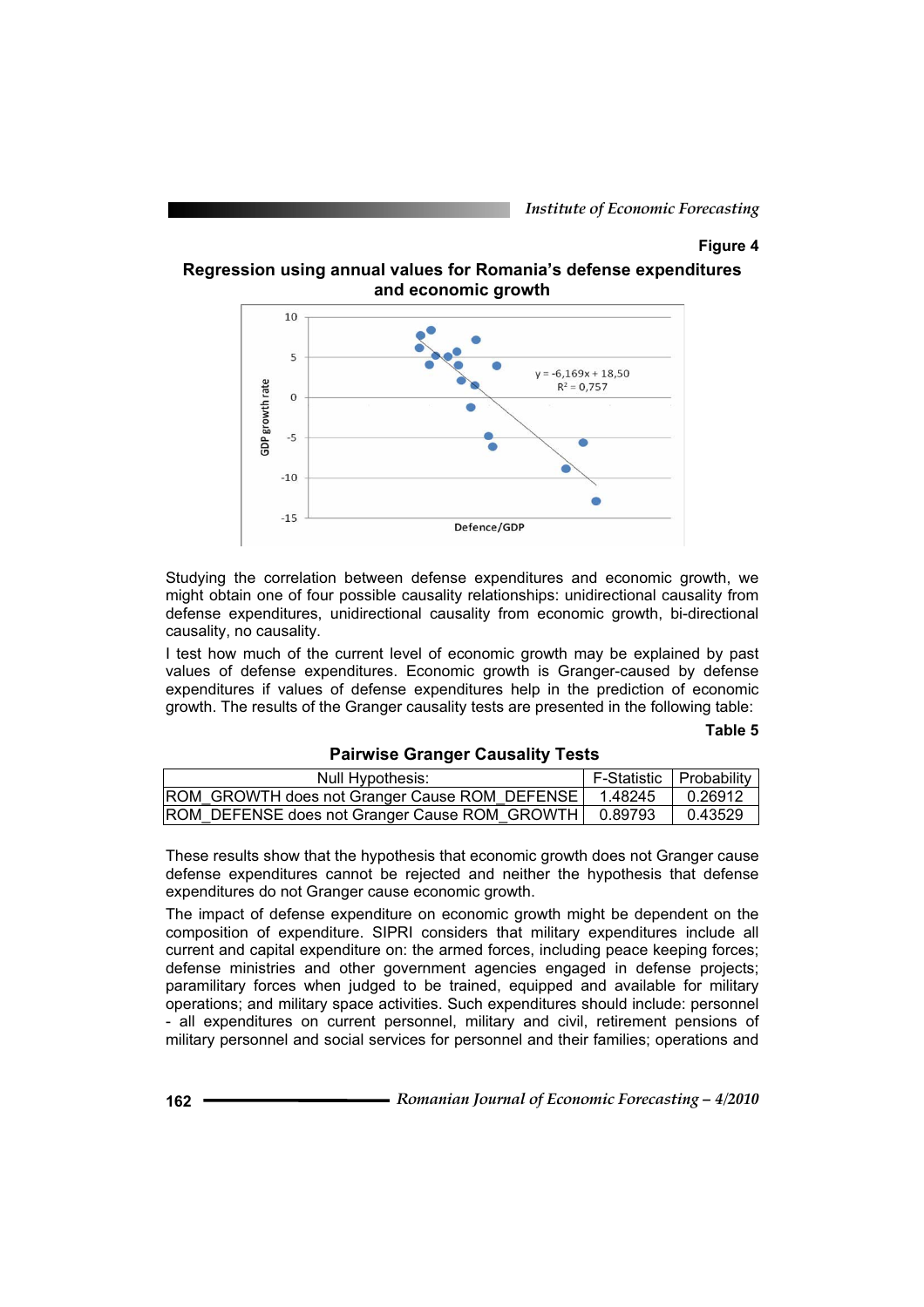**Figure 4**

**Regression using annual values for Romania's defense expenditures and economic growth**

Studying the correlation between defense expenditures and economic growth, we might obtain one of four possible causality relationships: unidirectional causality from defense expenditures, unidirectional causality from economic growth, bi-directional causality, no causality.

I test how much of the current level of economic growth may be explained by past values of defense expenditures. Economic growth is Granger-caused by defense expenditures if values of defense expenditures help in the prediction of economic growth. The results of the Granger causality tests are presented in the following table:

**Table 5**

**Pairwise Granger Causality Tests**

| Null Hypothesis: | F-Statistic | Probability |
|---|---|---|
| ROM_GROWTH does not Granger Cause ROM_DEFENSE | 1.48245 | 0.26912 |
| ROM_DEFENSE does not Granger Cause ROM_GROWTH | 0.89793 | 0.43529 |

These results show that the hypothesis that economic growth does not Granger cause defense expenditures cannot be rejected and neither the hypothesis that defense expenditures do not Granger cause economic growth.

The impact of defense expenditure on economic growth might be dependent on the composition of expenditure. SIPRI considers that military expenditures include all current and capital expenditure on: the armed forces, including peace keeping forces; defense ministries and other government agencies engaged in defense projects; paramilitary forces when judged to be trained, equipped and available for military operations; and military space activities. Such expenditures should include: personnel - all expenditures on current personnel, military and civil, retirement pensions of military personnel and social services for personnel and their families; operations and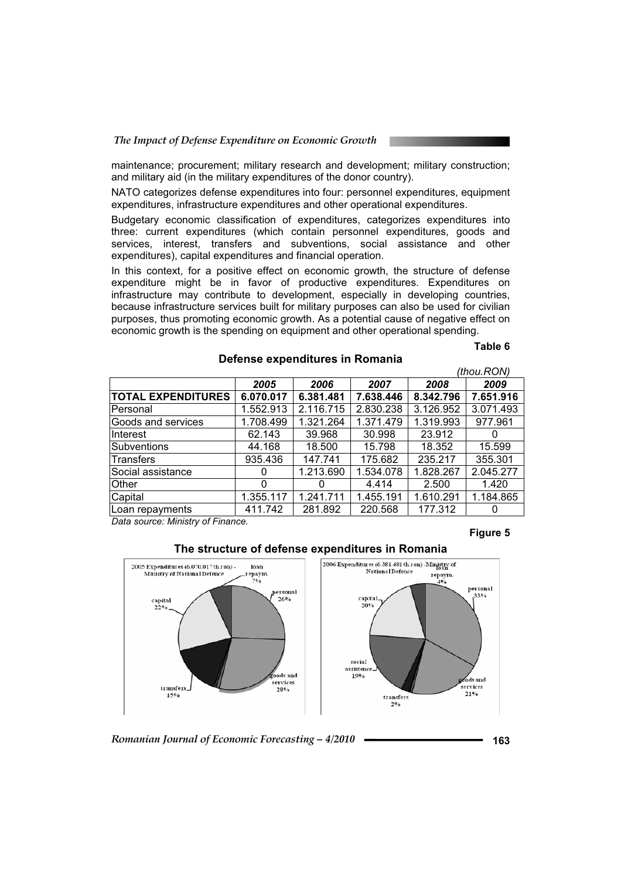maintenance; procurement; military research and development; military construction; and military aid (in the military expenditures of the donor country).

NATO categorizes defense expenditures into four: personnel expenditures, equipment expenditures, infrastructure expenditures and other operational expenditures.

Budgetary economic classification of expenditures, categorizes expenditures into three: current expenditures (which contain personnel expenditures, goods and services, interest, transfers and subventions, social assistance and other expenditures), capital expenditures and financial operation.

In this context, for a positive effect on economic growth, the structure of defense expenditure might be in favor of productive expenditures. Expenditures on infrastructure may contribute to development, especially in developing countries, because infrastructure services built for military purposes can also be used for civilian purposes, thus promoting economic growth. As a potential cause of negative effect on economic growth is the spending on equipment and other operational spending.

**Table 6**

**Defense expenditures in Romania**

*(thou.RON)*

| | *2005* | *2006* | *2007* | *2008* | *2009* |
|---|---|---|---|---|---|
| **TOTAL EXPENDITURES** | **6.070.017** | **6.381.481** | **7.638.446** | **8.342.796** | **7.651.916** |
| Personal | 1.552.913 | 2.116.715 | 2.830.238 | 3.126.952 | 3.071.493 |
| Goods and services | 1.708.499 | 1.321.264 | 1.371.479 | 1.319.993 | 977.961 |
| Interest | 62.143 | 39.968 | 30.998 | 23.912 | 0 |
| Subventions | 44.168 | 18.500 | 15.798 | 18.352 | 15.599 |
| Transfers | 935.436 | 147.741 | 175.682 | 235.217 | 355.301 |
| Social assistance | 0 | 1.213.690 | 1.534.078 | 1.828.267 | 2.045.277 |
| Other | 0 | 0 | 4.414 | 2.500 | 1.420 |
| Capital | 1.355.117 | 1.241.711 | 1.455.191 | 1.610.291 | 1.184.865 |
| Loan repayments | 411.742 | 281.892 | 220.568 | 177.312 | 0 |

*Data source: Ministry of Finance.*

**Figure 5**

**The structure of defense expenditures in Romania**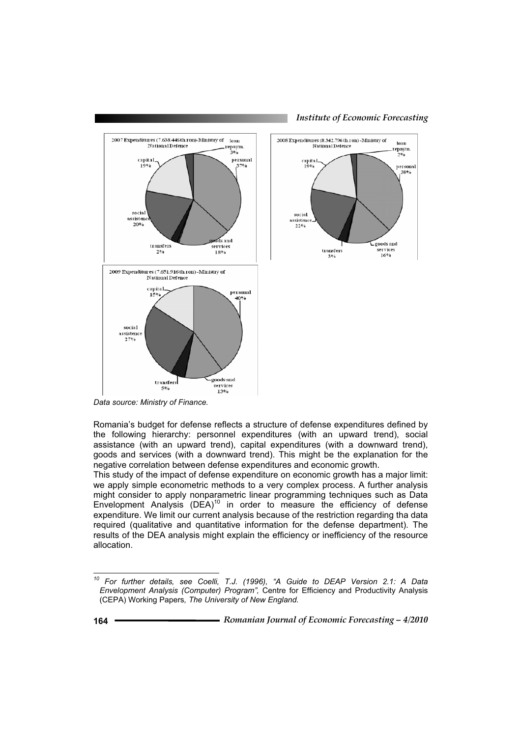Data source: Ministry of Finance.

Romania's budget for defense reflects a structure of defense expenditures defined by the following hierarchy: personnel expenditures (with an upward trend), social assistance (with an upward trend), capital expenditures (with a downward trend), goods and services (with a downward trend). This might be the explanation for the negative correlation between defense expenditures and economic growth.

This study of the impact of defense expenditure on economic growth has a major limit: we apply simple econometric methods to a very complex process. A further analysis might consider to apply nonparametric linear programming techniques such as Data Envelopment Analysis (DEA)[10] in order to measure the efficiency of defense expenditure. We limit our current analysis because of the restriction regarding tha data required (qualitative and quantitative information for the defense department). The results of the DEA analysis might explain the efficiency or inefficiency of the resource allocation.

---

[10] *For further details, see Coelli, T.J. (1996), "A Guide to DEAP Version 2.1: A Data Envelopment Analysis (Computer) Program",* Centre for Efficiency and Productivity Analysis (CEPA) Working Papers, *The University of New England.*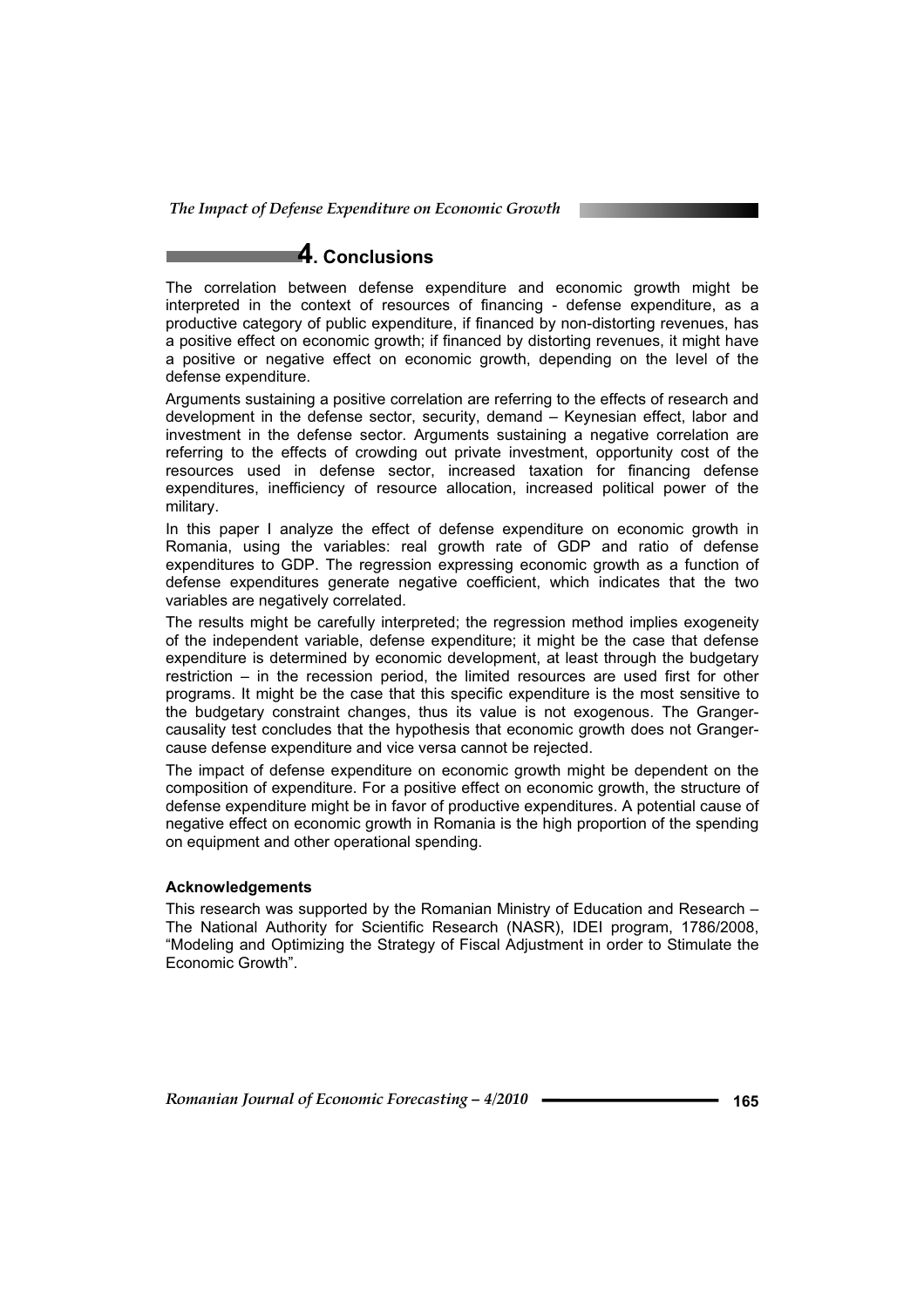## 4. Conclusions

The correlation between defense expenditure and economic growth might be interpreted in the context of resources of financing - defense expenditure, as a productive category of public expenditure, if financed by non-distorting revenues, has a positive effect on economic growth; if financed by distorting revenues, it might have a positive or negative effect on economic growth, depending on the level of the defense expenditure.

Arguments sustaining a positive correlation are referring to the effects of research and development in the defense sector, security, demand – Keynesian effect, labor and investment in the defense sector. Arguments sustaining a negative correlation are referring to the effects of crowding out private investment, opportunity cost of the resources used in defense sector, increased taxation for financing defense expenditures, inefficiency of resource allocation, increased political power of the military.

In this paper I analyze the effect of defense expenditure on economic growth in Romania, using the variables: real growth rate of GDP and ratio of defense expenditures to GDP. The regression expressing economic growth as a function of defense expenditures generate negative coefficient, which indicates that the two variables are negatively correlated.

The results might be carefully interpreted; the regression method implies exogeneity of the independent variable, defense expenditure; it might be the case that defense expenditure is determined by economic development, at least through the budgetary restriction – in the recession period, the limited resources are used first for other programs. It might be the case that this specific expenditure is the most sensitive to the budgetary constraint changes, thus its value is not exogenous. The Granger-causality test concludes that the hypothesis that economic growth does not Granger-cause defense expenditure and vice versa cannot be rejected.

The impact of defense expenditure on economic growth might be dependent on the composition of expenditure. For a positive effect on economic growth, the structure of defense expenditure might be in favor of productive expenditures. A potential cause of negative effect on economic growth in Romania is the high proportion of the spending on equipment and other operational spending.

**Acknowledgements**

This research was supported by the Romanian Ministry of Education and Research – The National Authority for Scientific Research (NASR), IDEI program, 1786/2008, "Modeling and Optimizing the Strategy of Fiscal Adjustment in order to Stimulate the Economic Growth".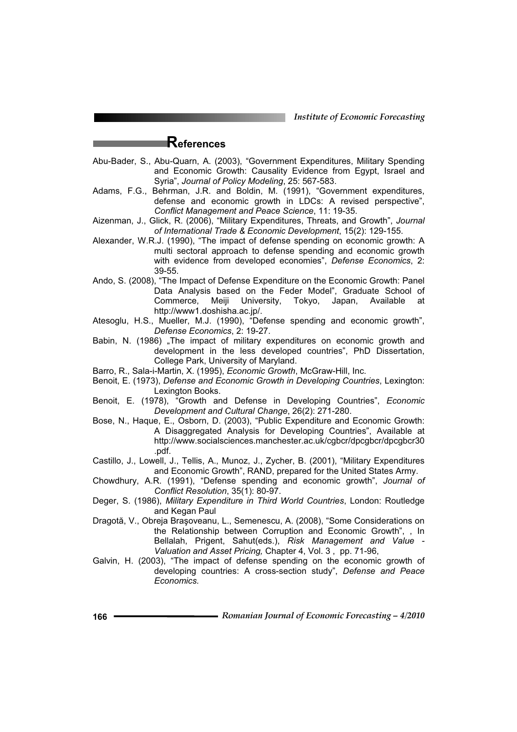## References

Abu-Bader, S., Abu-Quarn, A. (2003), "Government Expenditures, Military Spending and Economic Growth: Causality Evidence from Egypt, Israel and Syria", *Journal of Policy Modeling*, 25: 567-583.

Adams, F.G., Behrman, J.R. and Boldin, M. (1991), "Government expenditures, defense and economic growth in LDCs: A revised perspective", *Conflict Management and Peace Science*, 11: 19-35.

Aizenman, J., Glick, R. (2006), "Military Expenditures, Threats, and Growth", *Journal of International Trade & Economic Development*, 15(2): 129-155.

Alexander, W.R.J. (1990), "The impact of defense spending on economic growth: A multi sectoral approach to defense spending and economic growth with evidence from developed economies", *Defense Economics*, 2: 39-55.

Ando, S. (2008), "The Impact of Defense Expenditure on the Economic Growth: Panel Data Analysis based on the Feder Model", Graduate School of Commerce, Meiji University, Tokyo, Japan, Available at http://www1.doshisha.ac.jp/.

Atesoglu, H.S., Mueller, M.J. (1990), "Defense spending and economic growth", *Defense Economics*, 2: 19-27.

Babin, N. (1986) „The impact of military expenditures on economic growth and development in the less developed countries", PhD Dissertation, College Park, University of Maryland.

Barro, R., Sala-i-Martin, X. (1995), *Economic Growth*, McGraw-Hill, Inc.

Benoit, E. (1973), *Defense and Economic Growth in Developing Countries*, Lexington: Lexington Books.

Benoit, E. (1978), "Growth and Defense in Developing Countries", *Economic Development and Cultural Change*, 26(2): 271-280.

Bose, N., Haque, E., Osborn, D. (2003), "Public Expenditure and Economic Growth: A Disaggregated Analysis for Developing Countries", Available at http://www.socialsciences.manchester.ac.uk/cgbcr/dpcgbcr/dpcgbcr30.pdf.

Castillo, J., Lowell, J., Tellis, A., Munoz, J., Zycher, B. (2001), "Military Expenditures and Economic Growth", RAND, prepared for the United States Army.

Chowdhury, A.R. (1991), "Defense spending and economic growth", *Journal of Conflict Resolution*, 35(1): 80-97.

Deger, S. (1986), *Military Expenditure in Third World Countries*, London: Routledge and Kegan Paul

Dragotă, V., Obreja Braşoveanu, L., Semenescu, A. (2008), "Some Considerations on the Relationship between Corruption and Economic Growth", , In Bellalah, Prigent, Sahut(eds.), *Risk Management and Value - Valuation and Asset Pricing,* Chapter 4, Vol. 3 , pp. 71-96,

Galvin, H. (2003), "The impact of defense spending on the economic growth of developing countries: A cross-section study", *Defense and Peace Economics.*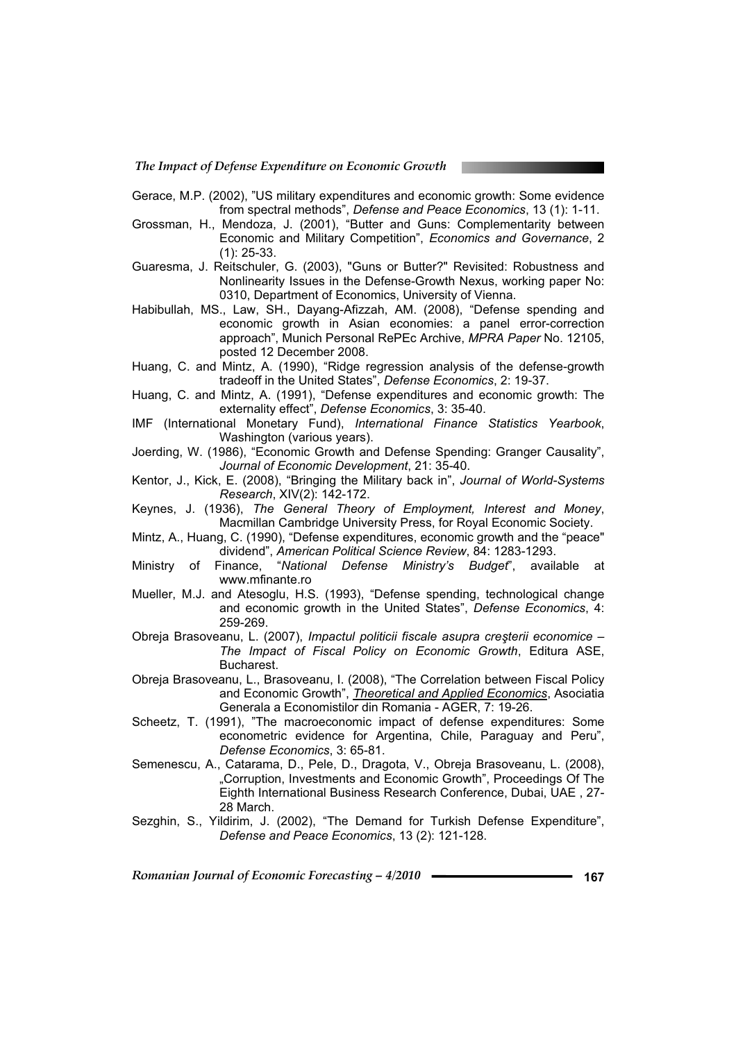Gerace, M.P. (2002), "US military expenditures and economic growth: Some evidence from spectral methods", *Defense and Peace Economics*, 13 (1): 1-11.

Grossman, H., Mendoza, J. (2001), "Butter and Guns: Complementarity between Economic and Military Competition", *Economics and Governance*, 2 (1): 25-33.

Guaresma, J. Reitschuler, G. (2003), "Guns or Butter?" Revisited: Robustness and Nonlinearity Issues in the Defense-Growth Nexus, working paper No: 0310, Department of Economics, University of Vienna.

Habibullah, MS., Law, SH., Dayang-Afizzah, AM. (2008), "Defense spending and economic growth in Asian economies: a panel error-correction approach", Munich Personal RePEc Archive, *MPRA Paper* No. 12105, posted 12 December 2008.

Huang, C. and Mintz, A. (1990), "Ridge regression analysis of the defense-growth tradeoff in the United States", *Defense Economics*, 2: 19-37.

Huang, C. and Mintz, A. (1991), "Defense expenditures and economic growth: The externality effect", *Defense Economics*, 3: 35-40.

IMF (International Monetary Fund), *International Finance Statistics Yearbook*, Washington (various years).

Joerding, W. (1986), "Economic Growth and Defense Spending: Granger Causality", *Journal of Economic Development*, 21: 35-40.

Kentor, J., Kick, E. (2008), "Bringing the Military back in", *Journal of World-Systems Research*, XIV(2): 142-172.

Keynes, J. (1936), *The General Theory of Employment, Interest and Money*, Macmillan Cambridge University Press, for Royal Economic Society.

Mintz, A., Huang, C. (1990), "Defense expenditures, economic growth and the "peace" dividend", *American Political Science Review*, 84: 1283-1293.

Ministry of Finance, "*National Defense Ministry's Budget*", available at www.mfinante.ro

Mueller, M.J. and Atesoglu, H.S. (1993), "Defense spending, technological change and economic growth in the United States", *Defense Economics*, 4: 259-269.

Obreja Brasoveanu, L. (2007), *Impactul politicii fiscale asupra creşterii economice – The Impact of Fiscal Policy on Economic Growth*, Editura ASE, Bucharest.

Obreja Brasoveanu, L., Brasoveanu, I. (2008), "The Correlation between Fiscal Policy and Economic Growth", *Theoretical and Applied Economics*, Asociatia Generala a Economistilor din Romania - AGER, 7: 19-26.

Scheetz, T. (1991), "The macroeconomic impact of defense expenditures: Some econometric evidence for Argentina, Chile, Paraguay and Peru", *Defense Economics*, 3: 65-81.

Semenescu, A., Catarama, D., Pele, D., Dragota, V., Obreja Brasoveanu, L. (2008), „Corruption, Investments and Economic Growth", Proceedings Of The Eighth International Business Research Conference, Dubai, UAE , 27-28 March.

Sezghin, S., Yildirim, J. (2002), "The Demand for Turkish Defense Expenditure", *Defense and Peace Economics*, 13 (2): 121-128.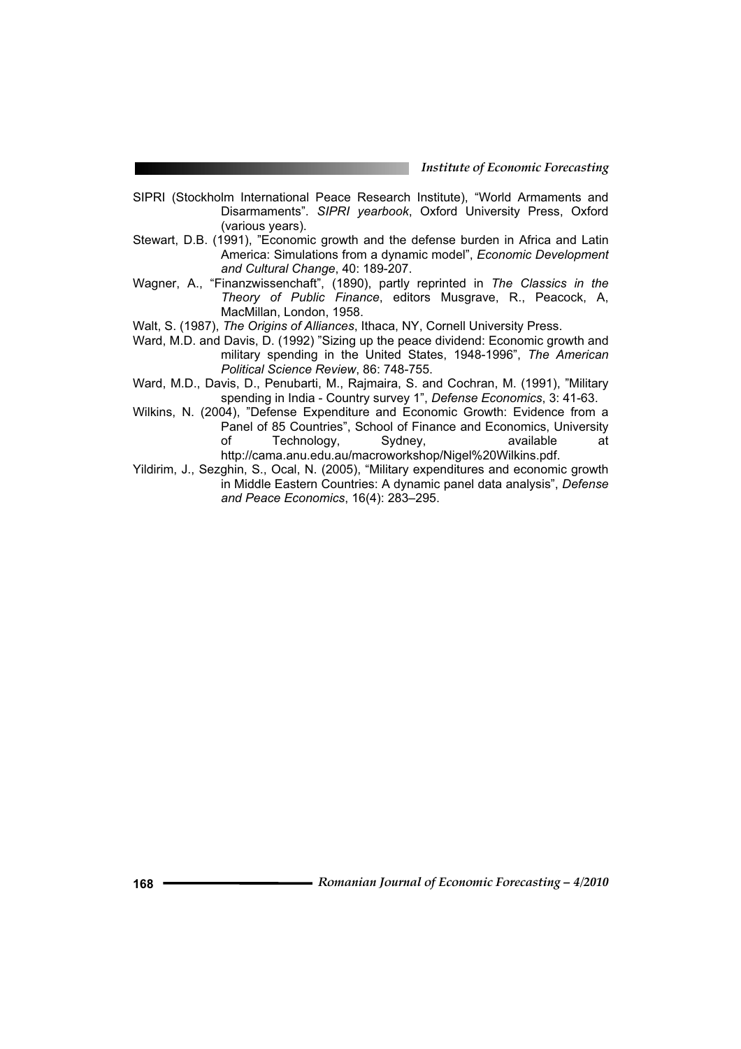SIPRI (Stockholm International Peace Research Institute), "World Armaments and Disarmaments". *SIPRI yearbook*, Oxford University Press, Oxford (various years).

Stewart, D.B. (1991), "Economic growth and the defense burden in Africa and Latin America: Simulations from a dynamic model", *Economic Development and Cultural Change*, 40: 189-207.

Wagner, A., "Finanzwissenchaft", (1890), partly reprinted in *The Classics in the Theory of Public Finance*, editors Musgrave, R., Peacock, A, MacMillan, London, 1958.

Walt, S. (1987), *The Origins of Alliances*, Ithaca, NY, Cornell University Press.

Ward, M.D. and Davis, D. (1992) "Sizing up the peace dividend: Economic growth and military spending in the United States, 1948-1996", *The American Political Science Review*, 86: 748-755.

Ward, M.D., Davis, D., Penubarti, M., Rajmaira, S. and Cochran, M. (1991), "Military spending in India - Country survey 1", *Defense Economics*, 3: 41-63.

Wilkins, N. (2004), "Defense Expenditure and Economic Growth: Evidence from a Panel of 85 Countries", School of Finance and Economics, University of Technology, Sydney, available at http://cama.anu.edu.au/macroworkshop/Nigel%20Wilkins.pdf.

Yildirim, J., Sezghin, S., Ocal, N. (2005), "Military expenditures and economic growth in Middle Eastern Countries: A dynamic panel data analysis", *Defense and Peace Economics*, 16(4): 283–295.